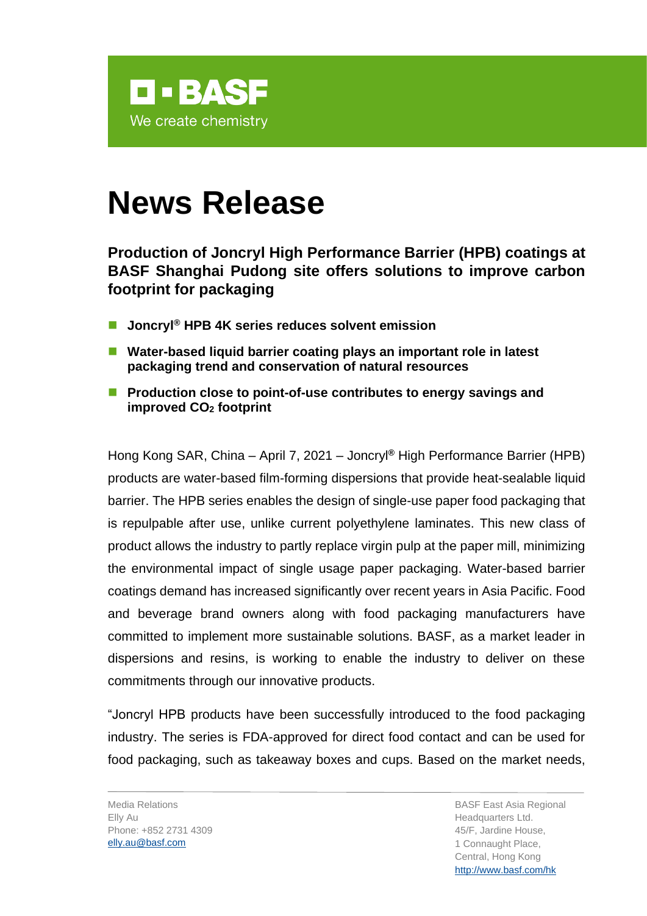BASF

We create chemistry

# News Release

## Production of Joncryl High Performance Barrier (HPB) coatings at BASF Shanghai Pudong site offers solutions to improve carbon footprint for packaging

- **Joncryl® HPB 4K series reduces solvent emission**
- **Water-based liquid barrier coating plays an important role in latest packaging trend and conservation of natural resources**
- **Production close to point-of-use contributes to energy savings and improved $CO_2$ footprint**

Hong Kong SAR, China – April 7, 2021 – Joncryl® High Performance Barrier (HPB) products are water-based film-forming dispersions that provide heat-sealable liquid barrier. The HPB series enables the design of single-use paper food packaging that is repulpable after use, unlike current polyethylene laminates. This new class of product allows the industry to partly replace virgin pulp at the paper mill, minimizing the environmental impact of single usage paper packaging. Water-based barrier coatings demand has increased significantly over recent years in Asia Pacific. Food and beverage brand owners along with food packaging manufacturers have committed to implement more sustainable solutions. BASF, as a market leader in dispersions and resins, is working to enable the industry to deliver on these commitments through our innovative products.

"Joncryl HPB products have been successfully introduced to the food packaging industry. The series is FDA-approved for direct food contact and can be used for food packaging, such as takeaway boxes and cups. Based on the market needs,

Media Relations
Elly Au
Phone: +852 2731 4309
elly.au@basf.com

BASF East Asia Regional Headquarters Ltd.
45/F, Jardine House,
1 Connaught Place,
Central, Hong Kong
http://www.basf.com/hk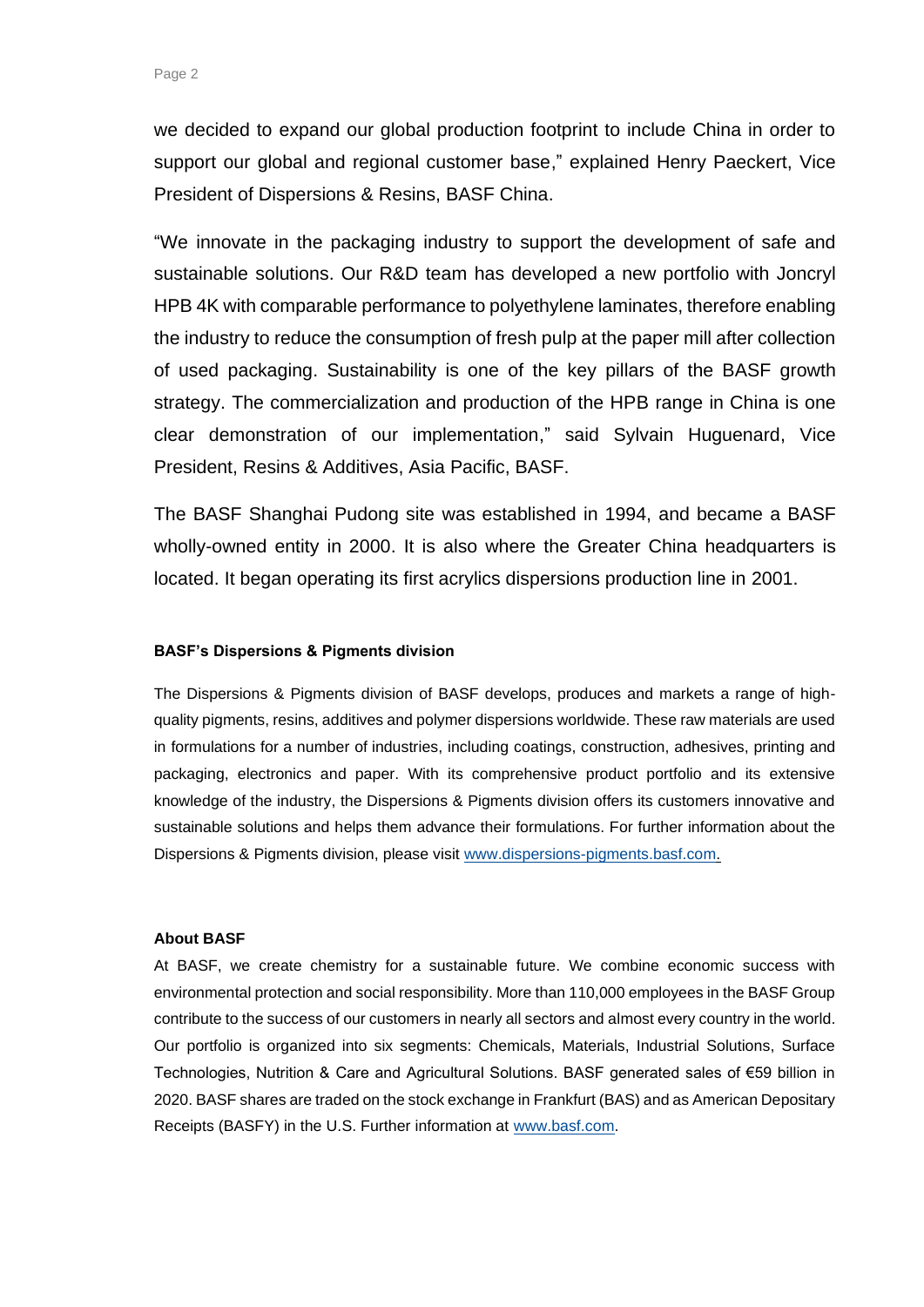we decided to expand our global production footprint to include China in order to support our global and regional customer base," explained Henry Paeckert, Vice President of Dispersions & Resins, BASF China.

"We innovate in the packaging industry to support the development of safe and sustainable solutions. Our R&D team has developed a new portfolio with Joncryl HPB 4K with comparable performance to polyethylene laminates, therefore enabling the industry to reduce the consumption of fresh pulp at the paper mill after collection of used packaging. Sustainability is one of the key pillars of the BASF growth strategy. The commercialization and production of the HPB range in China is one clear demonstration of our implementation," said Sylvain Huguenard, Vice President, Resins & Additives, Asia Pacific, BASF.

The BASF Shanghai Pudong site was established in 1994, and became a BASF wholly-owned entity in 2000. It is also where the Greater China headquarters is located. It began operating its first acrylics dispersions production line in 2001.

**BASF's Dispersions & Pigments division**

The Dispersions & Pigments division of BASF develops, produces and markets a range of high-quality pigments, resins, additives and polymer dispersions worldwide. These raw materials are used in formulations for a number of industries, including coatings, construction, adhesives, printing and packaging, electronics and paper. With its comprehensive product portfolio and its extensive knowledge of the industry, the Dispersions & Pigments division offers its customers innovative and sustainable solutions and helps them advance their formulations. For further information about the Dispersions & Pigments division, please visit [www.dispersions-pigments.basf.com.](http://www.dispersions-pigments.basf.com)

**About BASF**

At BASF, we create chemistry for a sustainable future. We combine economic success with environmental protection and social responsibility. More than 110,000 employees in the BASF Group contribute to the success of our customers in nearly all sectors and almost every country in the world. Our portfolio is organized into six segments: Chemicals, Materials, Industrial Solutions, Surface Technologies, Nutrition & Care and Agricultural Solutions. BASF generated sales of €59 billion in 2020. BASF shares are traded on the stock exchange in Frankfurt (BAS) and as American Depositary Receipts (BASFY) in the U.S. Further information at [www.basf.com](http://www.basf.com).